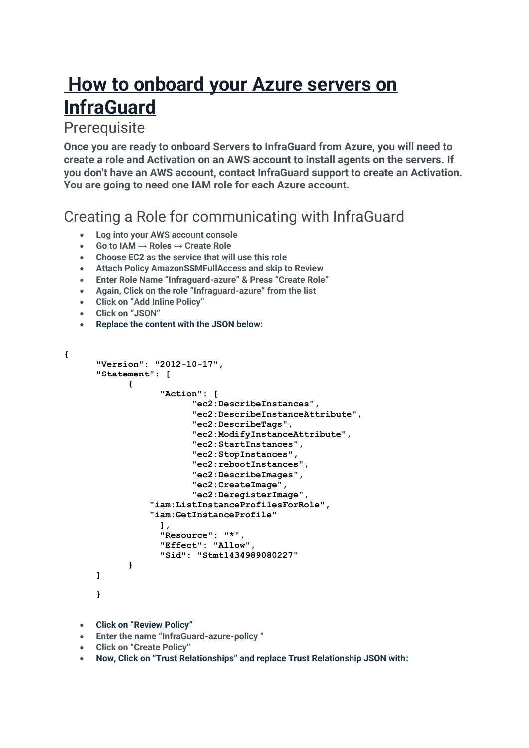# How to onboard your Azure servers on InfraGuard

## Prerequisite

**Once you are ready to onboard Servers to InfraGuard from Azure, you will need to create a role and Activation on an AWS account to install agents on the servers. If you don't have an AWS account, contact InfraGuard support to create an Activation. You are going to need one IAM role for each Azure account.**

## Creating a Role for communicating with InfraGuard

- **Log into your AWS account console**
- **Go to IAM → Roles → Create Role**
- **Choose EC2 as the service that will use this role**
- **Attach Policy AmazonSSMFullAccess and skip to Review**
- **Enter Role Name "Infraguard-azure" & Press "Create Role"**
- **Again, Click on the role "Infraguard-azure" from the list**
- **Click on "Add Inline Policy"**
- **Click on "JSON"**
- **Replace the content with the JSON below:**

```
{
      "Version": "2012-10-17",
      "Statement": [
            {
                  "Action": [
                        "ec2:DescribeInstances",
                        "ec2:DescribeInstanceAttribute",
                        "ec2:DescribeTags",
                        "ec2:ModifyInstanceAttribute",
                        "ec2:StartInstances",
                        "ec2:StopInstances",
                        "ec2:rebootInstances",
                        "ec2:DescribeImages",
                        "ec2:CreateImage",
                        "ec2:DeregisterImage",
                "iam:ListInstanceProfilesForRole",
                "iam:GetInstanceProfile"
                  ],
                  "Resource": "*",
                  "Effect": "Allow",
                  "Sid": "Stmt1434989080227"
            }
      ]

      }
```

- **Click on "Review Policy"**
- **Enter the name "InfraGuard-azure-policy "**
- **Click on "Create Policy"**
- **Now, Click on "Trust Relationships" and replace Trust Relationship JSON with:**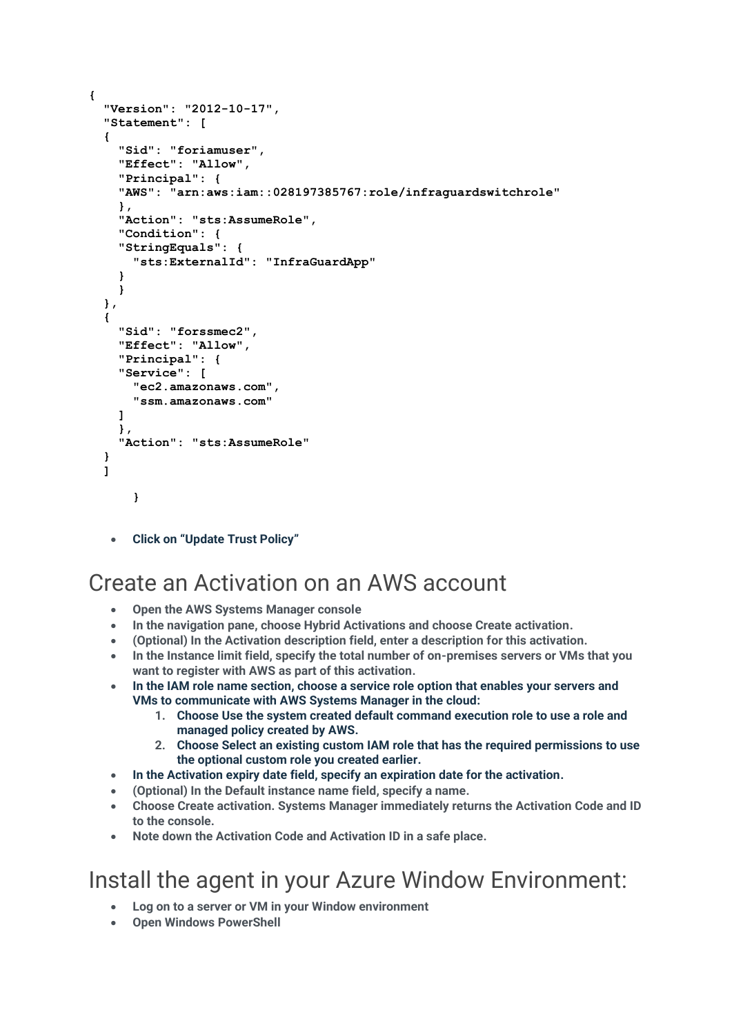```
{
  "Version": "2012-10-17",
  "Statement": [
  {
    "Sid": "foriamuser",
    "Effect": "Allow",
    "Principal": {
    "AWS": "arn:aws:iam::028197385767:role/infraguardswitchrole"
    },
    "Action": "sts:AssumeRole",
    "Condition": {
    "StringEquals": {
      "sts:ExternalId": "InfraGuardApp"
    }
    }
  },
  {
    "Sid": "forssmec2",
    "Effect": "Allow",
    "Principal": {
    "Service": [
      "ec2.amazonaws.com",
      "ssm.amazonaws.com"
    ]
    },
    "Action": "sts:AssumeRole"
  }
  ]

      }
```

- **Click on "Update Trust Policy"**

# Create an Activation on an AWS account

- **Open the AWS Systems Manager console**
- **In the navigation pane, choose Hybrid Activations and choose Create activation.**
- **(Optional) In the Activation description field, enter a description for this activation.**
- **In the Instance limit field, specify the total number of on-premises servers or VMs that you want to register with AWS as part of this activation.**
- **In the IAM role name section, choose a service role option that enables your servers and VMs to communicate with AWS Systems Manager in the cloud:**
    1. **Choose Use the system created default command execution role to use a role and managed policy created by AWS.**
    2. **Choose Select an existing custom IAM role that has the required permissions to use the optional custom role you created earlier.**
- **In the Activation expiry date field, specify an expiration date for the activation.**
- **(Optional) In the Default instance name field, specify a name.**
- **Choose Create activation. Systems Manager immediately returns the Activation Code and ID to the console.**
- **Note down the Activation Code and Activation ID in a safe place.**

# Install the agent in your Azure Window Environment:

- **Log on to a server or VM in your Window environment**
- **Open Windows PowerShell**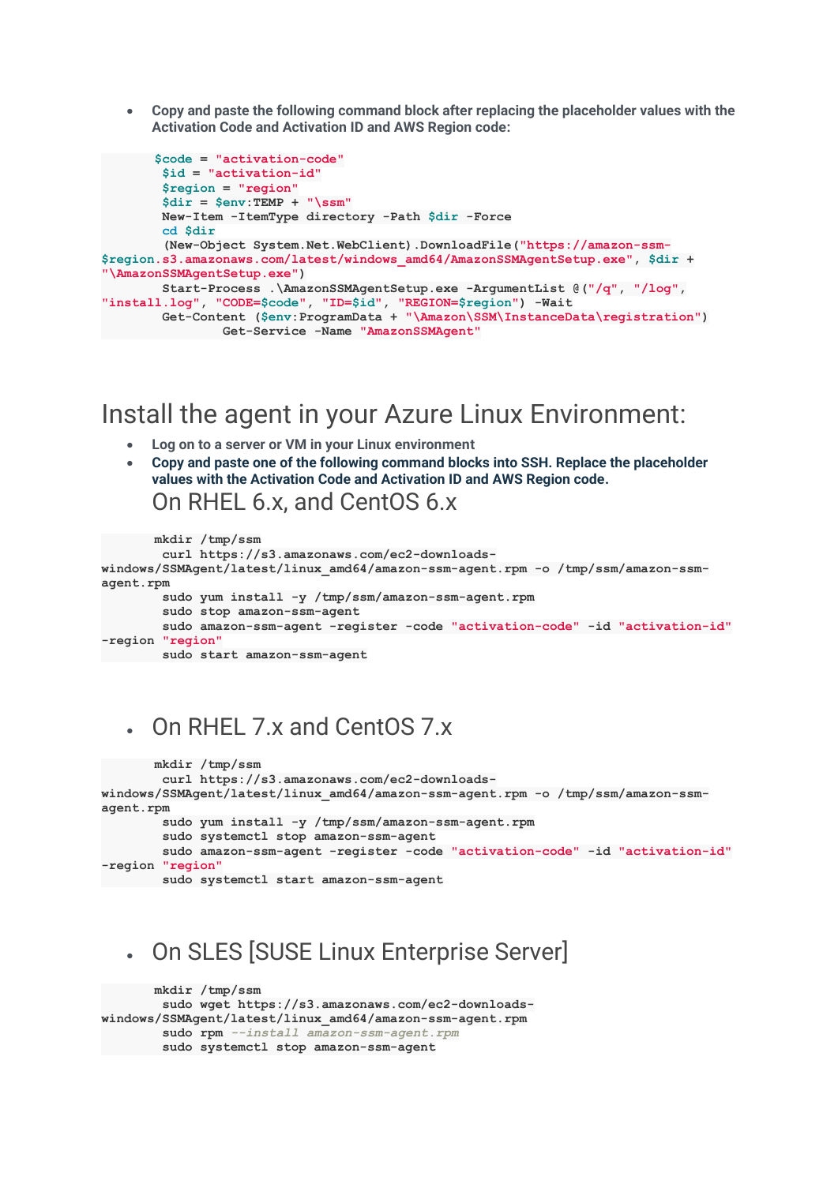- **Copy and paste the following command block after replacing the placeholder values with the Activation Code and Activation ID and AWS Region code:**

```
$code = "activation-code"
$id = "activation-id"
$region = "region"
$dir = $env:TEMP + "\ssm"
New-Item -ItemType directory -Path $dir -Force
cd $dir
(New-Object System.Net.WebClient).DownloadFile("https://amazon-ssm-$region.s3.amazonaws.com/latest/windows_amd64/AmazonSSMAgentSetup.exe", $dir + "\AmazonSSMAgentSetup.exe")
Start-Process .\AmazonSSMAgentSetup.exe -ArgumentList @("/q", "/log", "install.log", "CODE=$code", "ID=$id", "REGION=$region") -Wait
Get-Content ($env:ProgramData + "\Amazon\SSM\InstanceData\registration")
        Get-Service -Name "AmazonSSMAgent"
```

# Install the agent in your Azure Linux Environment:

- **Log on to a server or VM in your Linux environment**
- **Copy and paste one of the following command blocks into SSH. Replace the placeholder values with the Activation Code and Activation ID and AWS Region code.**

## On RHEL 6.x, and CentOS 6.x

```
mkdir /tmp/ssm
curl https://s3.amazonaws.com/ec2-downloads-windows/SSMAgent/latest/linux_amd64/amazon-ssm-agent.rpm -o /tmp/ssm/amazon-ssm-agent.rpm
sudo yum install -y /tmp/ssm/amazon-ssm-agent.rpm
sudo stop amazon-ssm-agent
sudo amazon-ssm-agent -register -code "activation-code" -id "activation-id" -region "region"
sudo start amazon-ssm-agent
```

- ## On RHEL 7.x and CentOS 7.x

```
mkdir /tmp/ssm
curl https://s3.amazonaws.com/ec2-downloads-windows/SSMAgent/latest/linux_amd64/amazon-ssm-agent.rpm -o /tmp/ssm/amazon-ssm-agent.rpm
sudo yum install -y /tmp/ssm/amazon-ssm-agent.rpm
sudo systemctl stop amazon-ssm-agent
sudo amazon-ssm-agent -register -code "activation-code" -id "activation-id" -region "region"
sudo systemctl start amazon-ssm-agent
```

- ## On SLES [SUSE Linux Enterprise Server]

```
mkdir /tmp/ssm
sudo wget https://s3.amazonaws.com/ec2-downloads-windows/SSMAgent/latest/linux_amd64/amazon-ssm-agent.rpm
sudo rpm --install amazon-ssm-agent.rpm
sudo systemctl stop amazon-ssm-agent
```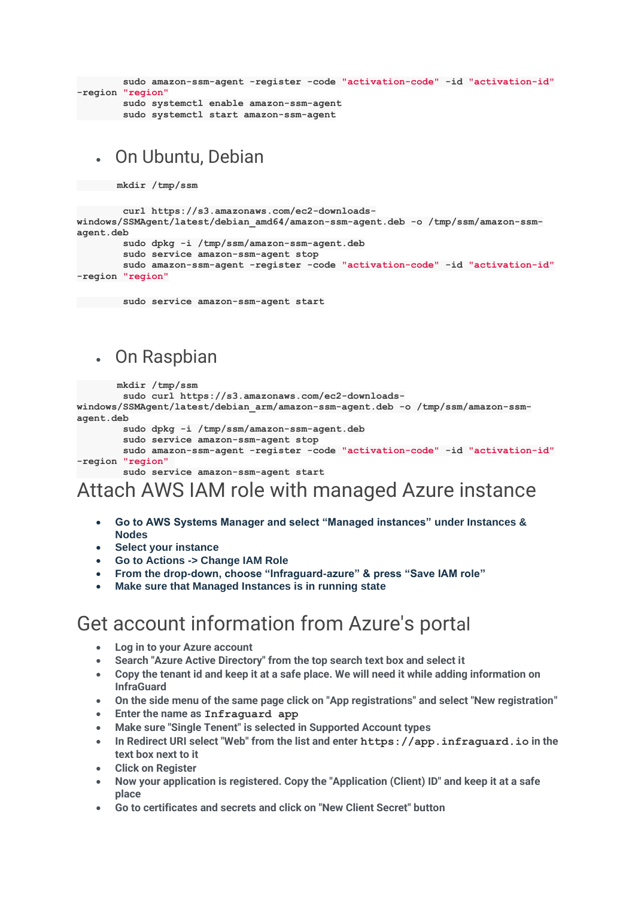```
        sudo amazon-ssm-agent -register -code "activation-code" -id "activation-id"
-region "region"
        sudo systemctl enable amazon-ssm-agent
        sudo systemctl start amazon-ssm-agent
```

- On Ubuntu, Debian

```
       mkdir /tmp/ssm

        curl https://s3.amazonaws.com/ec2-downloads-
windows/SSMAgent/latest/debian_amd64/amazon-ssm-agent.deb -o /tmp/ssm/amazon-ssm-
agent.deb
        sudo dpkg -i /tmp/ssm/amazon-ssm-agent.deb
        sudo service amazon-ssm-agent stop
        sudo amazon-ssm-agent -register -code "activation-code" -id "activation-id"
-region "region"

        sudo service amazon-ssm-agent start
```

- On Raspbian

```
       mkdir /tmp/ssm
        sudo curl https://s3.amazonaws.com/ec2-downloads-
windows/SSMAgent/latest/debian_arm/amazon-ssm-agent.deb -o /tmp/ssm/amazon-ssm-
agent.deb
        sudo dpkg -i /tmp/ssm/amazon-ssm-agent.deb
        sudo service amazon-ssm-agent stop
        sudo amazon-ssm-agent -register -code "activation-code" -id "activation-id"
-region "region"
        sudo service amazon-ssm-agent start
```

# Attach AWS IAM role with managed Azure instance

- **Go to AWS Systems Manager and select “Managed instances” under Instances & Nodes**
- **Select your instance**
- **Go to Actions -> Change IAM Role**
- **From the drop-down, choose “Infraguard-azure” & press “Save IAM role”**
- **Make sure that Managed Instances is in running state**

# Get account information from Azure's portal

- Log in to your Azure account
- Search "Azure Active Directory" from the top search text box and select it
- Copy the tenant id and keep it at a safe place. We will need it while adding information on InfraGuard
- On the side menu of the same page click on "App registrations" and select "New registration"
- Enter the name as `Infraguard app`
- Make sure "Single Tenent" is selected in Supported Account types
- In Redirect URI select "Web" from the list and enter `https://app.infraguard.io` in the text box next to it
- Click on Register
- Now your application is registered. Copy the "Application (Client) ID" and keep it at a safe place
- Go to certificates and secrets and click on "New Client Secret" button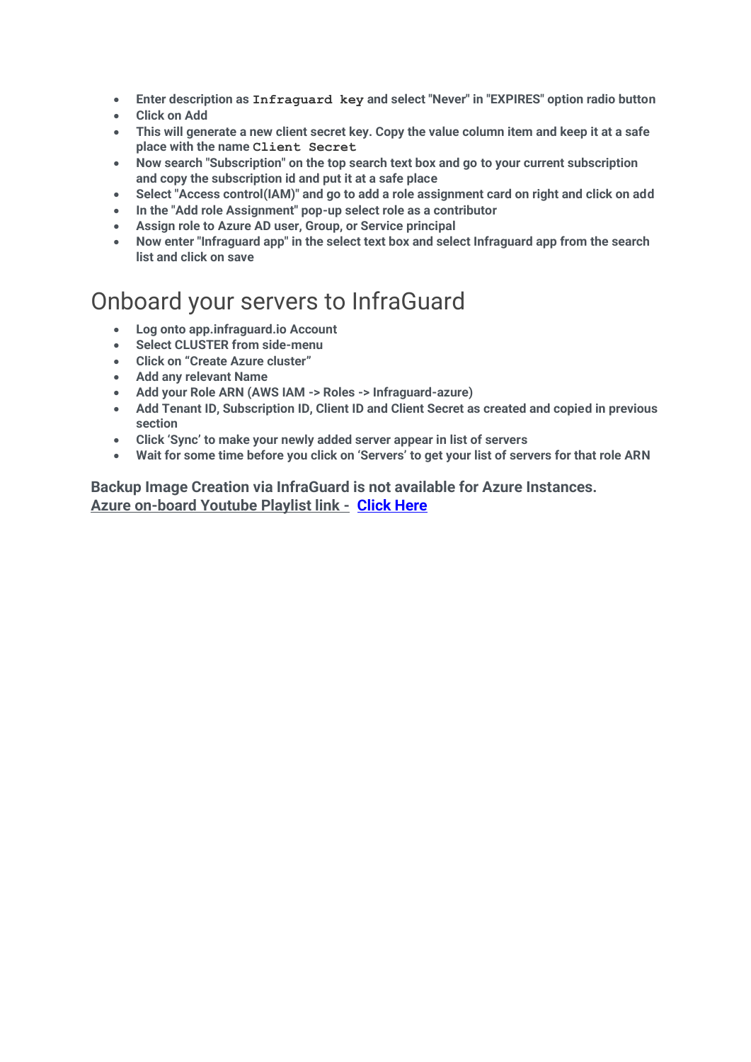- **Enter description as `Infraguard key` and select "Never" in "EXPIRES" option radio button**
- **Click on Add**
- **This will generate a new client secret key. Copy the value column item and keep it at a safe place with the name `Client Secret`**
- **Now search "Subscription" on the top search text box and go to your current subscription and copy the subscription id and put it at a safe place**
- **Select "Access control(IAM)" and go to add a role assignment card on right and click on add**
- **In the "Add role Assignment" pop-up select role as a contributor**
- **Assign role to Azure AD user, Group, or Service principal**
- **Now enter "Infraguard app" in the select text box and select Infraguard app from the search list and click on save**

# Onboard your servers to InfraGuard

- **Log onto app.infraguard.io Account**
- **Select CLUSTER from side-menu**
- **Click on "Create Azure cluster"**
- **Add any relevant Name**
- **Add your Role ARN (AWS IAM -> Roles -> Infraguard-azure)**
- **Add Tenant ID, Subscription ID, Client ID and Client Secret as created and copied in previous section**
- **Click 'Sync' to make your newly added server appear in list of servers**
- **Wait for some time before you click on 'Servers' to get your list of servers for that role ARN**

**Backup Image Creation via InfraGuard is not available for Azure Instances.**
**Azure on-board Youtube Playlist link - Click Here**